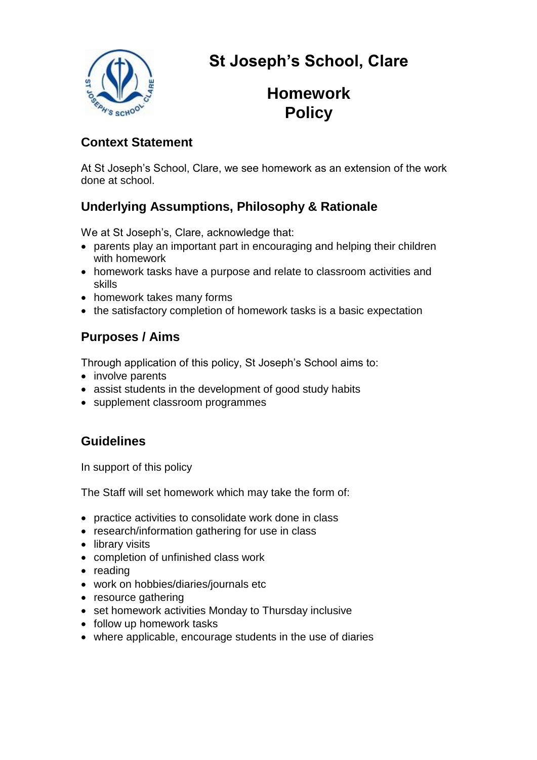# St Joseph's School, Clare

# Homework Policy

## Context Statement

At St Joseph's School, Clare, we see homework as an extension of the work done at school.

## Underlying Assumptions, Philosophy & Rationale

We at St Joseph's, Clare, acknowledge that:

- parents play an important part in encouraging and helping their children with homework
- homework tasks have a purpose and relate to classroom activities and skills
- homework takes many forms
- the satisfactory completion of homework tasks is a basic expectation

## Purposes / Aims

Through application of this policy, St Joseph's School aims to:

- involve parents
- assist students in the development of good study habits
- supplement classroom programmes

## Guidelines

In support of this policy

The Staff will set homework which may take the form of:

- practice activities to consolidate work done in class
- research/information gathering for use in class
- library visits
- completion of unfinished class work
- reading
- work on hobbies/diaries/journals etc
- resource gathering
- set homework activities Monday to Thursday inclusive
- follow up homework tasks
- where applicable, encourage students in the use of diaries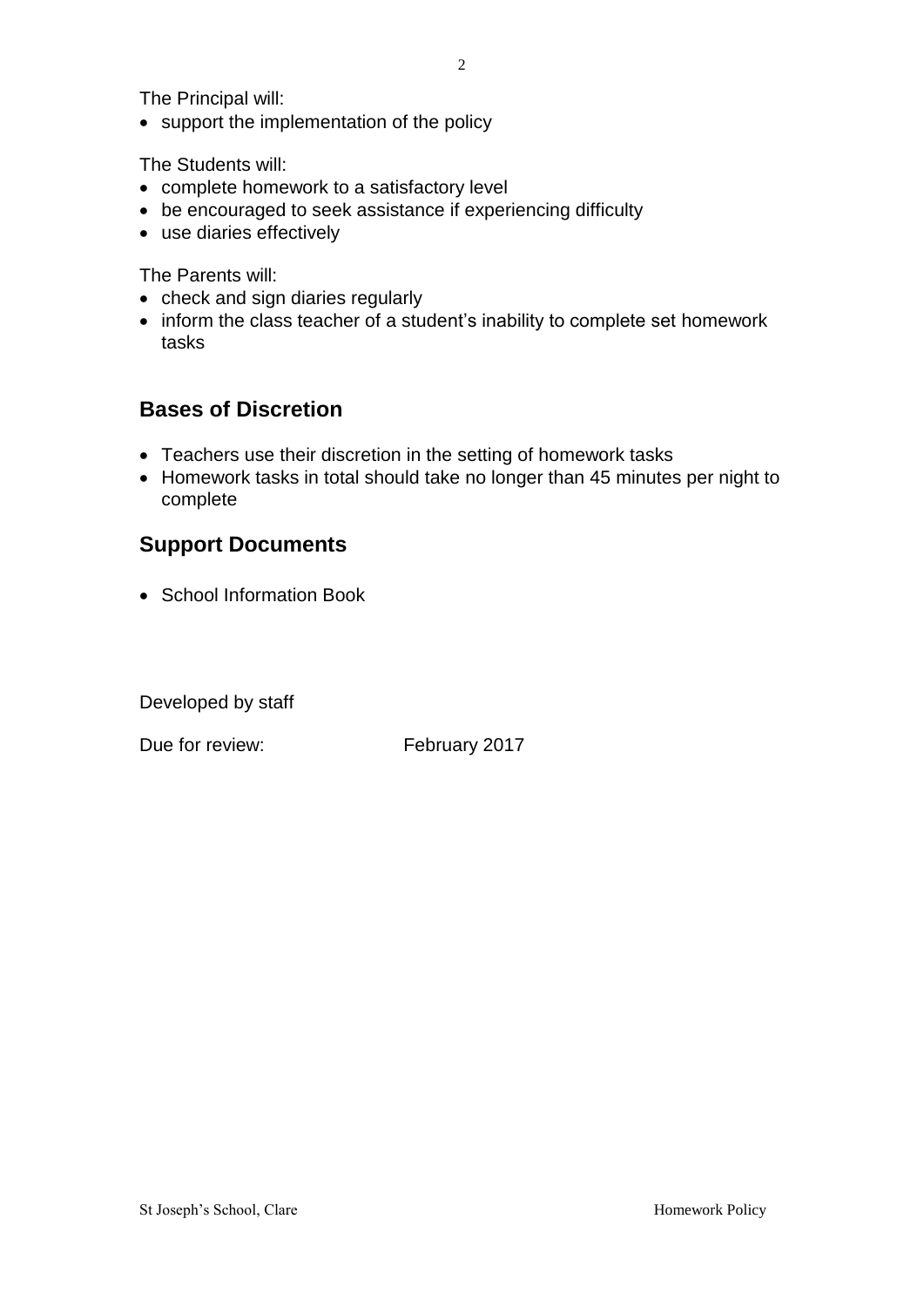The Principal will:

- support the implementation of the policy

The Students will:

- complete homework to a satisfactory level
- be encouraged to seek assistance if experiencing difficulty
- use diaries effectively

The Parents will:

- check and sign diaries regularly
- inform the class teacher of a student's inability to complete set homework tasks

## Bases of Discretion

- Teachers use their discretion in the setting of homework tasks
- Homework tasks in total should take no longer than 45 minutes per night to complete

## Support Documents

- School Information Book

Developed by staff

Due for review: February 2017